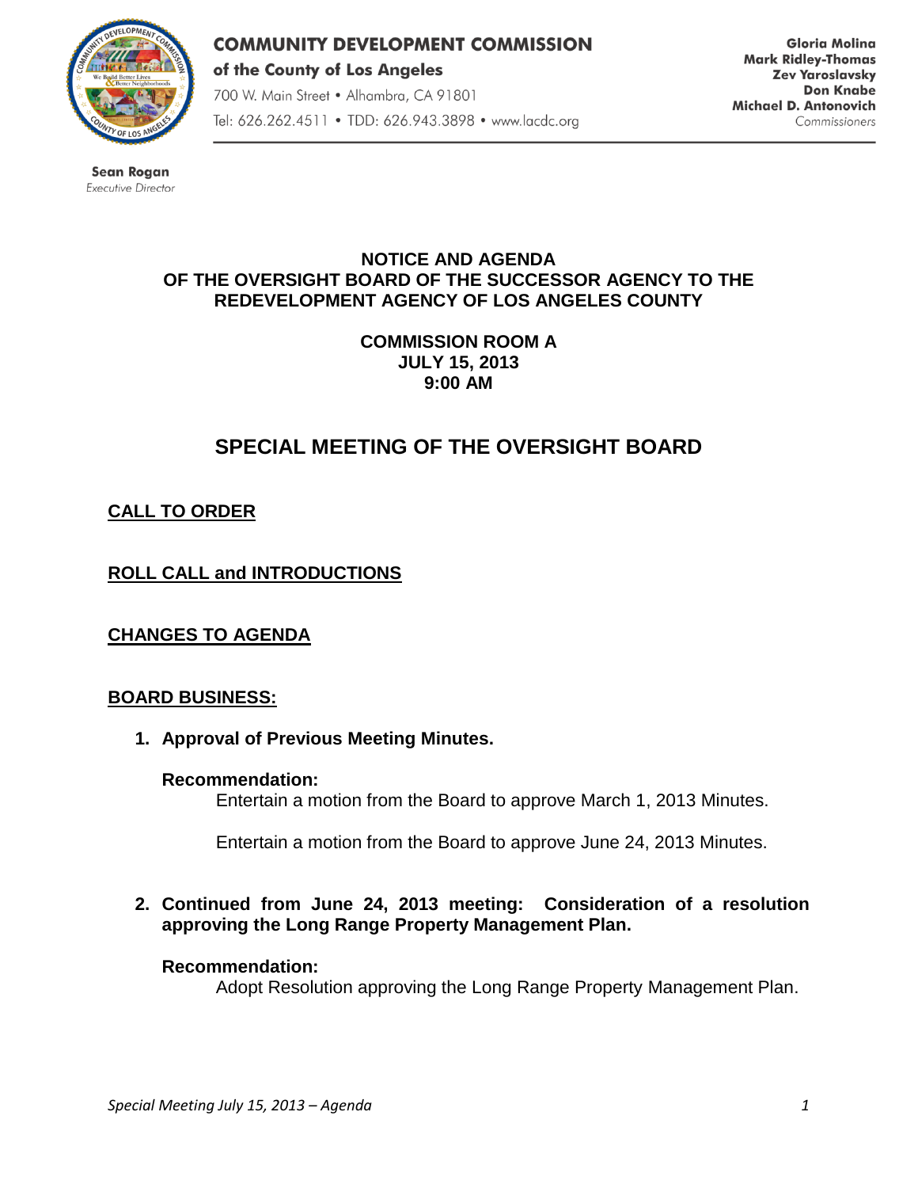**COMMUNITY DEVELOPMENT COMMISSION**
**of the County of Los Angeles**
700 W. Main Street • Alhambra, CA 91801
Tel: 626.262.4511 • TDD: 626.943.3898 • www.lacdc.org

**Gloria Molina**
**Mark Ridley-Thomas**
**Zev Yaroslavsky**
**Don Knabe**
**Michael D. Antonovich**
Commissioners

**Sean Rogan**
*Executive Director*

**NOTICE AND AGENDA**
**OF THE OVERSIGHT BOARD OF THE SUCCESSOR AGENCY TO THE REDEVELOPMENT AGENCY OF LOS ANGELES COUNTY**

**COMMISSION ROOM A**
**JULY 15, 2013**
**9:00 AM**

# SPECIAL MEETING OF THE OVERSIGHT BOARD

## CALL TO ORDER

## ROLL CALL and INTRODUCTIONS

## CHANGES TO AGENDA

## BOARD BUSINESS:

1. **Approval of Previous Meeting Minutes.**

   **Recommendation:**
   Entertain a motion from the Board to approve March 1, 2013 Minutes.

   Entertain a motion from the Board to approve June 24, 2013 Minutes.

2. **Continued from June 24, 2013 meeting: Consideration of a resolution approving the Long Range Property Management Plan.**

   **Recommendation:**
   Adopt Resolution approving the Long Range Property Management Plan.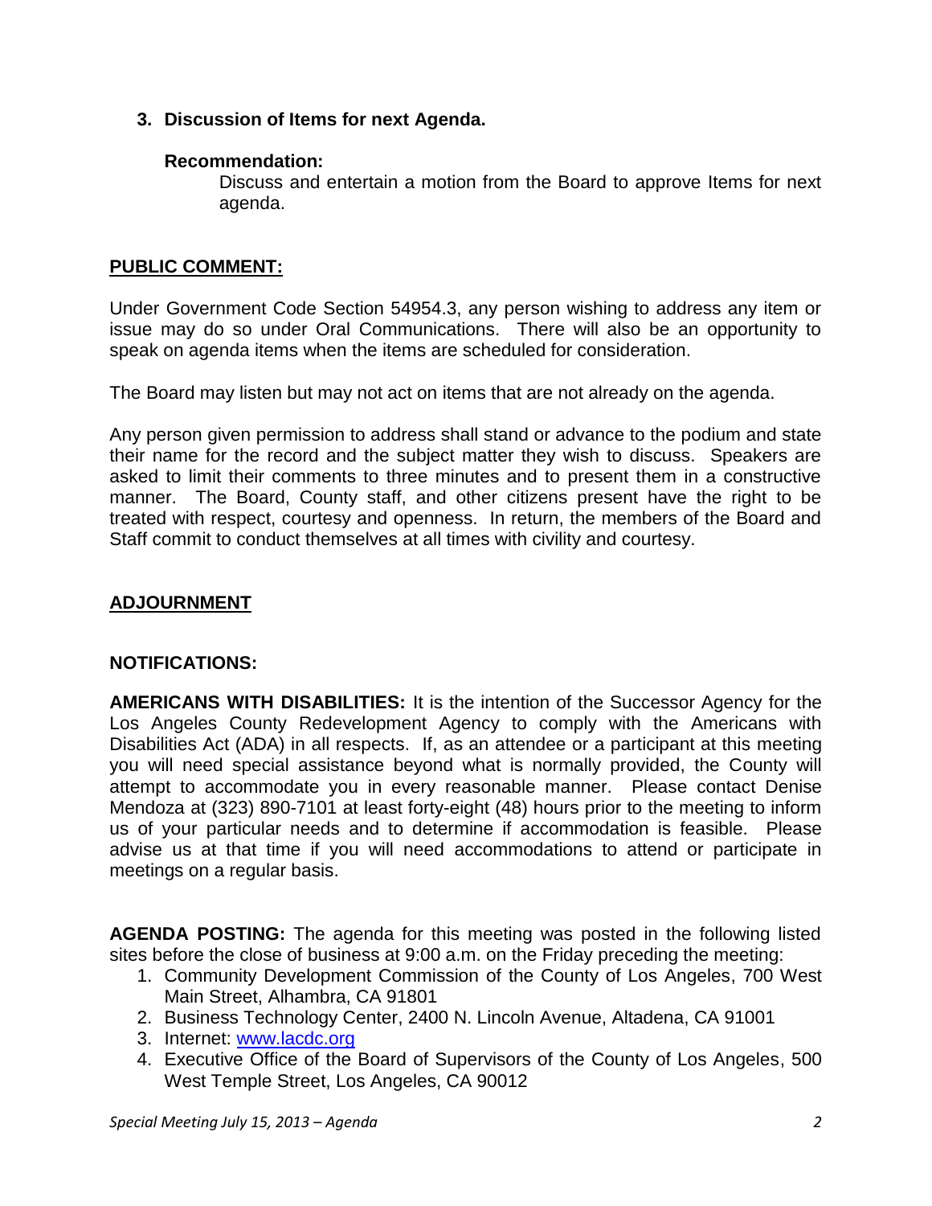**3. Discussion of Items for next Agenda.**

**Recommendation:**

Discuss and entertain a motion from the Board to approve Items for next agenda.

## PUBLIC COMMENT:

Under Government Code Section 54954.3, any person wishing to address any item or issue may do so under Oral Communications. There will also be an opportunity to speak on agenda items when the items are scheduled for consideration.

The Board may listen but may not act on items that are not already on the agenda.

Any person given permission to address shall stand or advance to the podium and state their name for the record and the subject matter they wish to discuss. Speakers are asked to limit their comments to three minutes and to present them in a constructive manner. The Board, County staff, and other citizens present have the right to be treated with respect, courtesy and openness. In return, the members of the Board and Staff commit to conduct themselves at all times with civility and courtesy.

## ADJOURNMENT

## NOTIFICATIONS:

**AMERICANS WITH DISABILITIES:** It is the intention of the Successor Agency for the Los Angeles County Redevelopment Agency to comply with the Americans with Disabilities Act (ADA) in all respects. If, as an attendee or a participant at this meeting you will need special assistance beyond what is normally provided, the County will attempt to accommodate you in every reasonable manner. Please contact Denise Mendoza at (323) 890-7101 at least forty-eight (48) hours prior to the meeting to inform us of your particular needs and to determine if accommodation is feasible. Please advise us at that time if you will need accommodations to attend or participate in meetings on a regular basis.

**AGENDA POSTING:** The agenda for this meeting was posted in the following listed sites before the close of business at 9:00 a.m. on the Friday preceding the meeting:

1. Community Development Commission of the County of Los Angeles, 700 West Main Street, Alhambra, CA 91801
2. Business Technology Center, 2400 N. Lincoln Avenue, Altadena, CA 91001
3. Internet: www.lacdc.org
4. Executive Office of the Board of Supervisors of the County of Los Angeles, 500 West Temple Street, Los Angeles, CA 90012